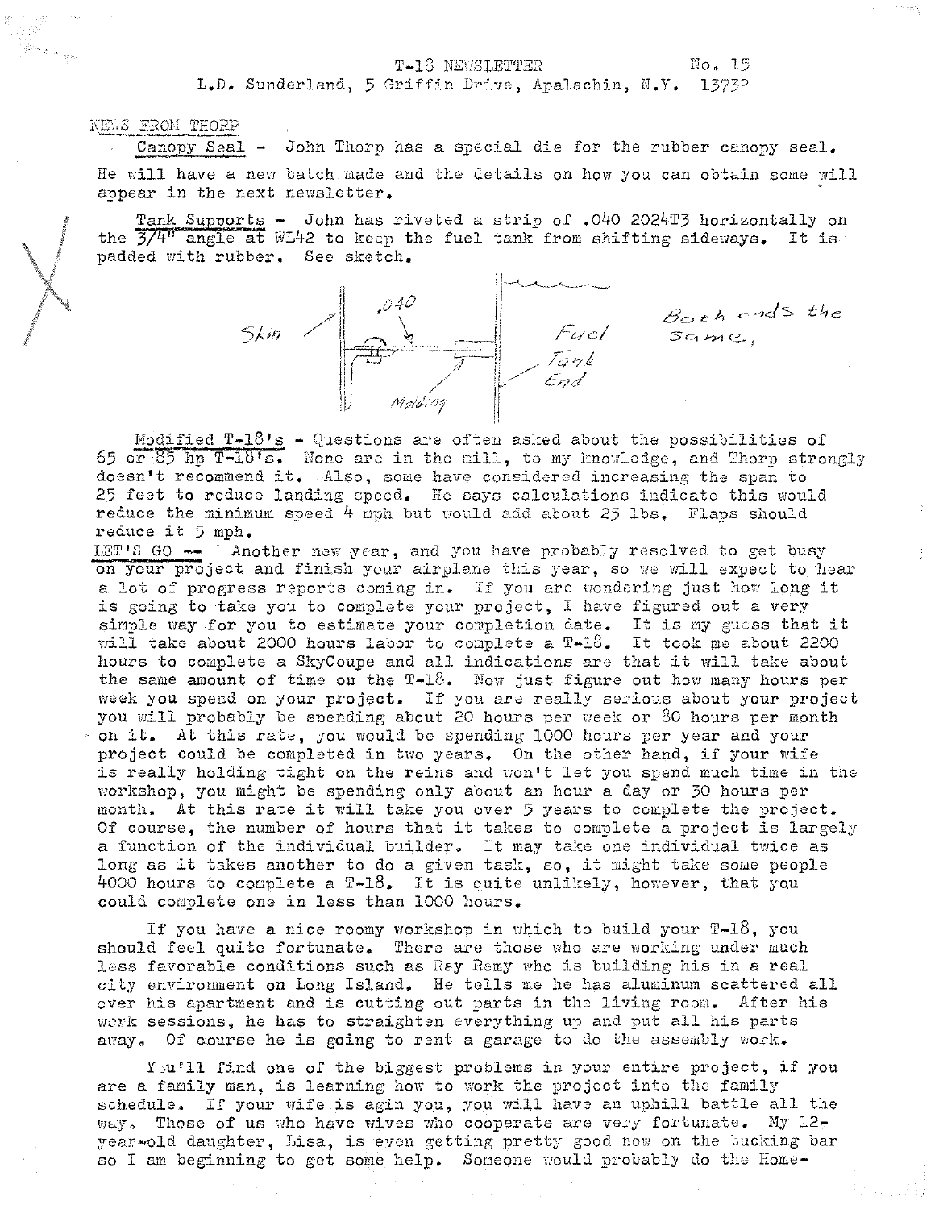T-18 NEWSLETTER No. 15

L.D. Sunderland, 5 Griffin Drive, Apalachin, N.Y. 13732

NEWS FROM THORP

Canopy Seal - John Thorp has a special die for the rubber canopy seal. He will have a new batch made and the details on how you can obtain some will appear in the next newsletter.

Tank Supports - John has riveted a strip of .040 2024T3 horizontally on the 3/4" angle at WL42 to keep the fuel tank from shifting sideways. It is padded with rubber. See sketch.

Skin — .040 — Molding — Fuel Tank End — Both ends the same.

Modified T-18's - Questions are often asked about the possibilities of 65 or 85 hp T-18's. None are in the mill, to my knowledge, and Thorp strongly doesn't recommend it. Also, some have considered increasing the span to 25 feet to reduce landing speed. He says calculations indicate this would reduce the minimum speed 4 mph but would add about 25 lbs. Flaps should reduce it 5 mph.

LET'S GO -- Another new year, and you have probably resolved to get busy on your project and finish your airplane this year, so we will expect to hear a lot of progress reports coming in. If you are wondering just how long it is going to take you to complete your project, I have figured out a very simple way for you to estimate your completion date. It is my guess that it will take about 2000 hours labor to complete a T-18. It took me about 2200 hours to complete a SkyCoupe and all indications are that it will take about the same amount of time on the T-18. Now just figure out how many hours per week you spend on your project. If you are really serious about your project you will probably be spending about 20 hours per week or 80 hours per month on it. At this rate, you would be spending 1000 hours per year and your project could be completed in two years. On the other hand, if your wife is really holding tight on the reins and won't let you spend much time in the workshop, you might be spending only about an hour a day or 30 hours per month. At this rate it will take you over 5 years to complete the project. Of course, the number of hours that it takes to complete a project is largely a function of the individual builder. It may take one individual twice as long as it takes another to do a given task, so, it might take some people 4000 hours to complete a T-18. It is quite unlikely, however, that you could complete one in less than 1000 hours.

If you have a nice roomy workshop in which to build your T-18, you should feel quite fortunate. There are those who are working under much less favorable conditions such as Ray Remy who is building his in a real city environment on Long Island. He tells me he has aluminum scattered all over his apartment and is cutting out parts in the living room. After his work sessions, he has to straighten everything up and put all his parts away. Of course he is going to rent a garage to do the assembly work.

You'll find one of the biggest problems in your entire project, if you are a family man, is learning how to work the project into the family schedule. If your wife is agin you, you will have an uphill battle all the way. Those of us who have wives who cooperate are very fortunate. My 12-year-old daughter, Lisa, is even getting pretty good now on the bucking bar so I am beginning to get some help. Someone would probably do the Home-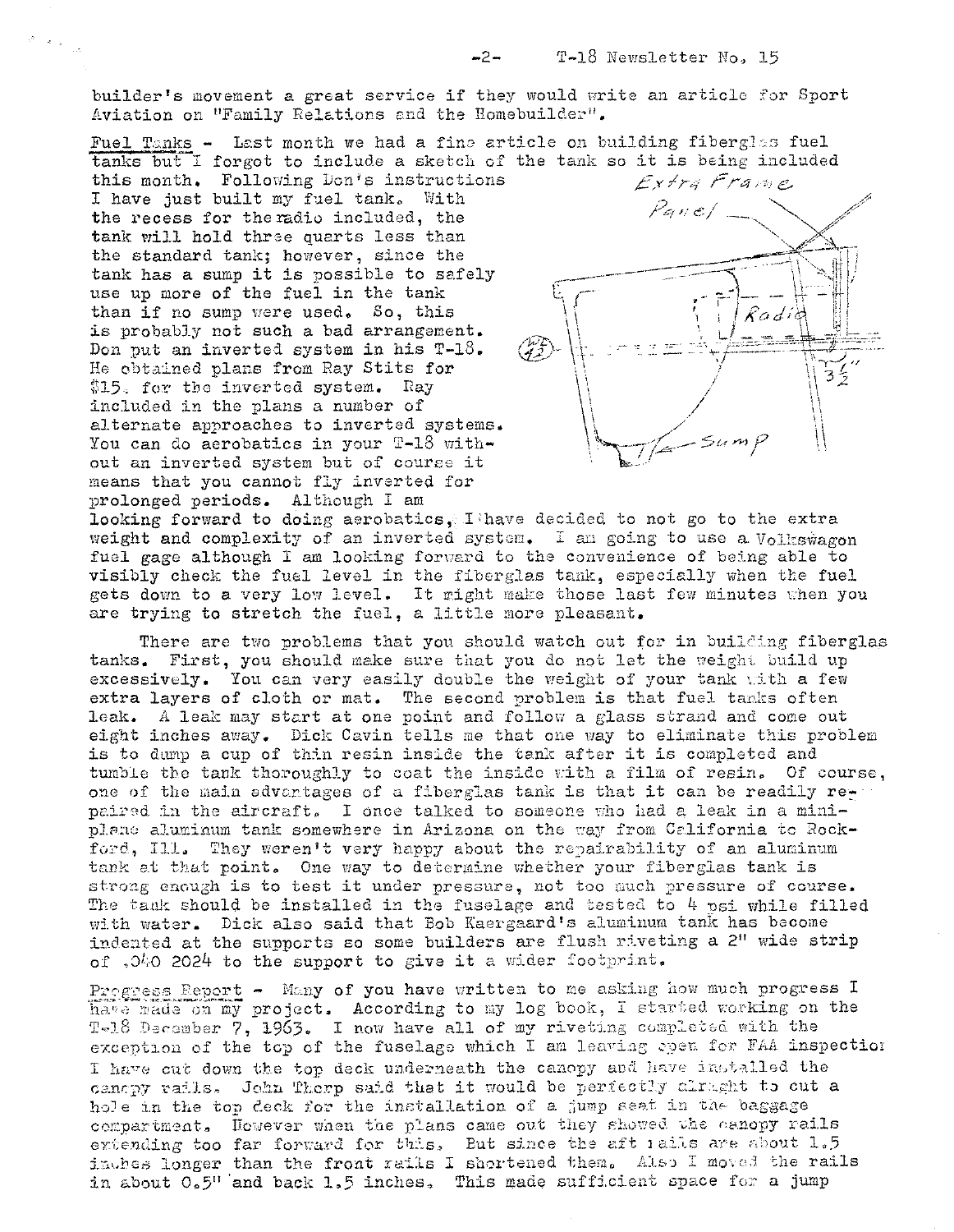builder's movement a great service if they would write an article for Sport Aviation on "Family Relations and the Homebuilder".

Fuel Tanks - Last month we had a fine article on building fiberglas fuel tanks but I forgot to include a sketch of the tank so it is being included this month. Following Don's instructions I have just built my fuel tank. With the recess for the radio included, the tank will hold three quarts less than the standard tank; however, since the tank has a sump it is possible to safely use up more of the fuel in the tank than if no sump were used. So, this is probably not such a bad arrangement. Don put an inverted system in his T-18. He obtained plans from Ray Stits for $15. for the inverted system. Ray included in the plans a number of alternate approaches to inverted systems. You can do aerobatics in your T-18 without an inverted system but of course it means that you cannot fly inverted for prolonged periods. Although I am looking forward to doing aerobatics, I have decided to not go to the extra weight and complexity of an inverted system. I am going to use a Volkswagon fuel gage although I am looking forward to the convenience of being able to visibly check the fuel level in the fiberglas tank, especially when the fuel gets down to a very low level. It might make those last few minutes when you are trying to stretch the fuel, a little more pleasant.

Extra Frame Panel

Radio

$3\frac{1}{2}$"

Sump

There are two problems that you should watch out for in building fiberglas tanks. First, you should make sure that you do not let the weight build up excessively. You can very easily double the weight of your tank with a few extra layers of cloth or mat. The second problem is that fuel tanks often leak. A leak may start at one point and follow a glass strand and come out eight inches away. Dick Cavin tells me that one way to eliminate this problem is to dump a cup of thin resin inside the tank after it is completed and tumble the tank thoroughly to coat the inside with a film of resin. Of course, one of the main advantages of a fiberglas tank is that it can be readily repaired in the aircraft. I once talked to someone who had a leak in a miniplane aluminum tank somewhere in Arizona on the way from California to Rockford, Ill. They weren't very happy about the repairability of an aluminum tank at that point. One way to determine whether your fiberglas tank is strong enough is to test it under pressure, not too much pressure of course. The tank should be installed in the fuselage and tested to 4 psi while filled with water. Dick also said that Bob Kaergaard's aluminum tank has become indented at the supports so some builders are flush riveting a 2" wide strip of .040 2024 to the support to give it a wider footprint.

Progress Report - Many of you have written to me asking how much progress I have made on my project. According to my log book, I started working on the T-18 December 7, 1963. I now have all of my riveting completed with the exception of the top of the fuselage which I am leaving open for FAA inspection. I have cut down the top deck underneath the canopy and have installed the canopy rails. John Thorp said that it would be perfectly alright to cut a hole in the top deck for the installation of a jump seat in the baggage compartment. However when the plans came out they showed the canopy rails extending too far forward for this. But since the aft rails are about 1.5 inches longer than the front rails I shortened them. Also I moved the rails in about 0.5" and back 1.5 inches. This made sufficient space for a jump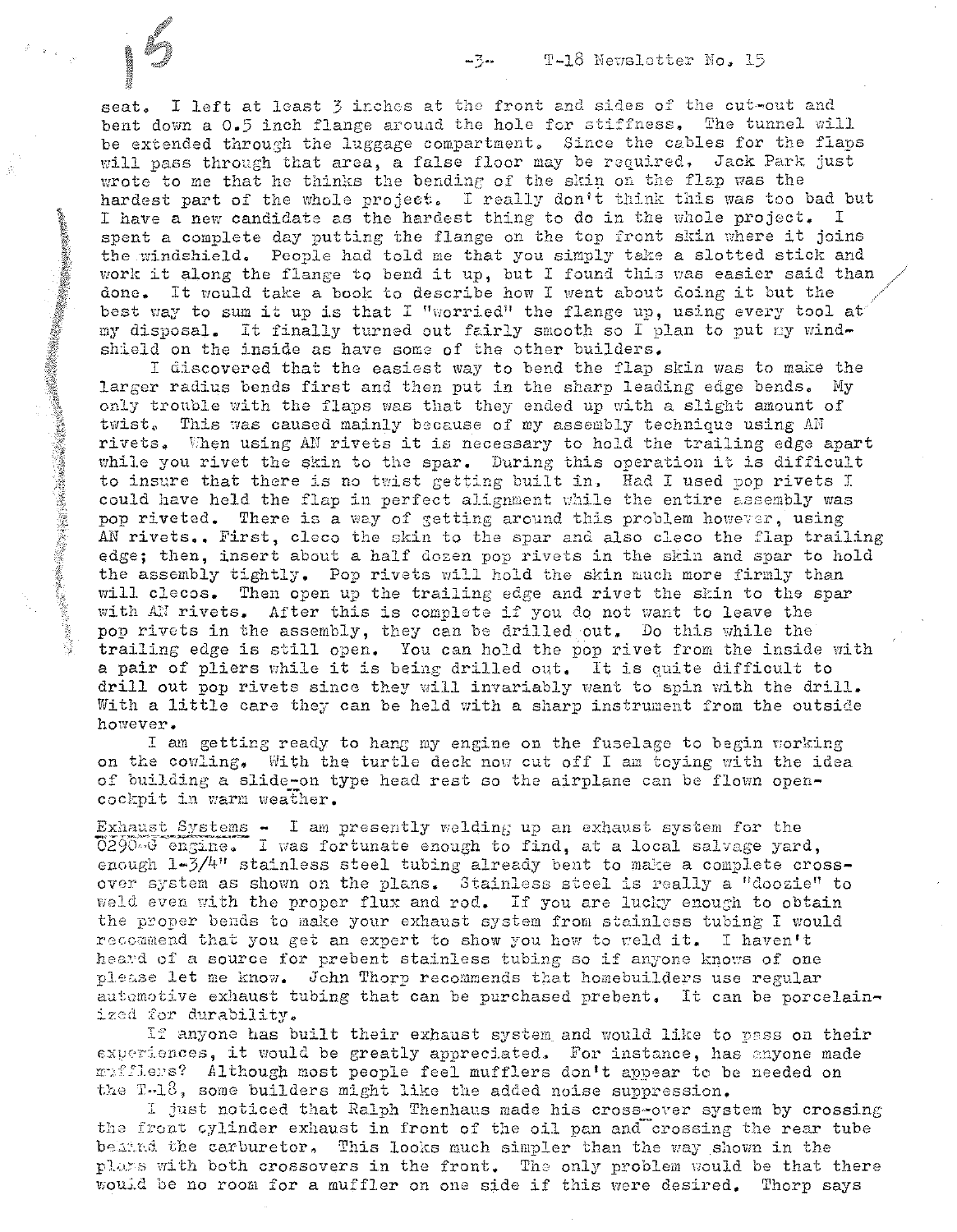seat. I left at least 3 inches at the front and sides of the cut-out and bent down a 0.5 inch flange around the hole for stiffness. The tunnel will be extended through the luggage compartment. Since the cables for the flaps will pass through that area, a false floor may be required. Jack Park just wrote to me that he thinks the bending of the skin on the flap was the hardest part of the whole project. I really don't think this was too bad but I have a new candidate as the hardest thing to do in the whole project. I spent a complete day putting the flange on the top front skin where it joins the windshield. People had told me that you simply take a slotted stick and work it along the flange to bend it up, but I found this was easier said than done. It would take a book to describe how I went about doing it but the best way to sum it up is that I "worried" the flange up, using every tool at my disposal. It finally turned out fairly smooth so I plan to put my windshield on the inside as have some of the other builders.

I discovered that the easiest way to bend the flap skin was to make the larger radius bends first and then put in the sharp leading edge bends. My only trouble with the flaps was that they ended up with a slight amount of twist. This was caused mainly because of my assembly technique using AN rivets. When using AN rivets it is necessary to hold the trailing edge apart while you rivet the skin to the spar. During this operation it is difficult to insure that there is no twist getting built in. Had I used pop rivets I could have held the flap in perfect alignment while the entire assembly was pop riveted. There is a way of getting around this problem however, using AN rivets.. First, cleco the skin to the spar and also cleco the flap trailing edge; then, insert about a half dozen pop rivets in the skin and spar to hold the assembly tightly. Pop rivets will hold the skin much more firmly than will clecos. Then open up the trailing edge and rivet the skin to the spar with AN rivets. After this is complete if you do not want to leave the pop rivets in the assembly, they can be drilled out. Do this while the trailing edge is still open. You can hold the pop rivet from the inside with a pair of pliers while it is being drilled out. It is quite difficult to drill out pop rivets since they will invariably want to spin with the drill. With a little care they can be held with a sharp instrument from the outside however.

I am getting ready to hang my engine on the fuselage to begin working on the cowling. With the turtle deck now cut off I am toying with the idea of building a slide-on type head rest so the airplane can be flown open-cockpit in warm weather.

Exhaust Systems - I am presently welding up an exhaust system for the O290-G engine. I was fortunate enough to find, at a local salvage yard, enough 1-3/4" stainless steel tubing already bent to make a complete cross-over system as shown on the plans. Stainless steel is really a "doozie" to weld even with the proper flux and rod. If you are lucky enough to obtain the proper bends to make your exhaust system from stainless tubing I would recommend that you get an expert to show you how to weld it. I haven't heard of a source for prebent stainless tubing so if anyone knows of one please let me know. John Thorp recommends that homebuilders use regular automotive exhaust tubing that can be purchased prebent. It can be porcelainized for durability.

If anyone has built their exhaust system and would like to pass on their experiences, it would be greatly appreciated. For instance, has anyone made mufflers? Although most people feel mufflers don't appear to be needed on the T-18, some builders might like the added noise suppression.

I just noticed that Ralph Thenhaus made his cross-over system by crossing the front cylinder exhaust in front of the oil pan and crossing the rear tube behind the carburetor. This looks much simpler than the way shown in the plans with both crossovers in the front. The only problem would be that there would be no room for a muffler on one side if this were desired. Thorp says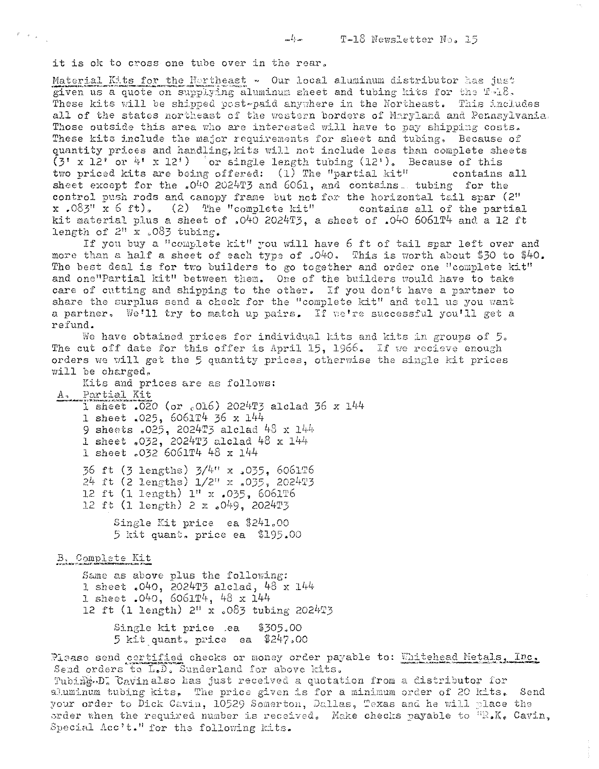it is ok to cross one tube over in the rear.

Material Kits for the Northeast - Our local aluminum distributor has just given us a quote on supplying aluminum sheet and tubing kits for the T-18. These kits will be shipped post-paid anywhere in the Northeast. This includes all of the states northeast of the western borders of Maryland and Pennsylvania. Those outside this area who are interested will have to pay shipping costs. These kits include the major requirements for sheet and tubing. Because of quantity prices and handling, kits will not include less than complete sheets (3' x 12' or 4' x 12') or single length tubing (12'). Because of this two priced kits are being offered: (1) The "partial kit" contains all sheet except for the .040 2024T3 and 6061, and contains tubing for the control push rods and canopy frame but not for the horizontal tail spar (2" x .083" x 6 ft). (2) The "complete kit" contains all of the partial kit material plus a sheet of .040 2024T3, a sheet of .040 6061T4 and a 12 ft length of 2" x .083 tubing.

If you buy a "complete kit" you will have 6 ft of tail spar left over and more than a half a sheet of each type of .040. This is worth about $30 to $40. The best deal is for two builders to go together and order one "complete kit" and one "Partial kit" between them. One of the builders would have to take care of cutting and shipping to the other. If you don't have a partner to share the surplus send a check for the "complete kit" and tell us you want a partner. We'll try to match up pairs. If we're successful you'll get a refund.

We have obtained prices for individual kits and kits in groups of 5. The cut off date for this offer is April 15, 1966. If we recieve enough orders we will get the 5 quantity prices, otherwise the single kit prices will be charged.

Kits and prices are as follows:

A. Partial Kit

1 sheet .020 (or .016) 2024T3 alclad 36 x 144
1 sheet .025, 6061T4 36 x 144
9 sheets .025, 2024T3 alclad 48 x 144
1 sheet .032, 2024T3 alclad 48 x 144
1 sheet .032 6061T4 48 x 144

36 ft (3 lengths) 3/4" x .035, 6061T6
24 ft (2 lengths) 1/2" x .035, 2024T3
12 ft (1 length) 1" x .035, 6061T6
12 ft (1 length) 2 x .049, 2024T3

Single Kit price ea $241.00
5 kit quant. price ea $195.00

B. Complete Kit

Same as above plus the following:
1 sheet .040, 2024T3 alclad, 48 x 144
1 sheet .040, 6061T4, 48 x 144
12 ft (1 length) 2" x .083 tubing 2024T3

Single kit price ea $305.00
5 kit quant. price ea $247.00

Please send certified checks or money order payable to: Whitehead Metals, Inc. Send orders to L.D. Sunderland for above kits.

Tubing-D. Cavin also has just received a quotation from a distributor for aluminum tubing kits. The price given is for a minimum order of 20 kits. Send your order to Dick Cavin, 10529 Somerton, Dallas, Texas and he will place the order when the required number is received. Make checks payable to "R.K. Cavin, Special Acc't." for the following kits.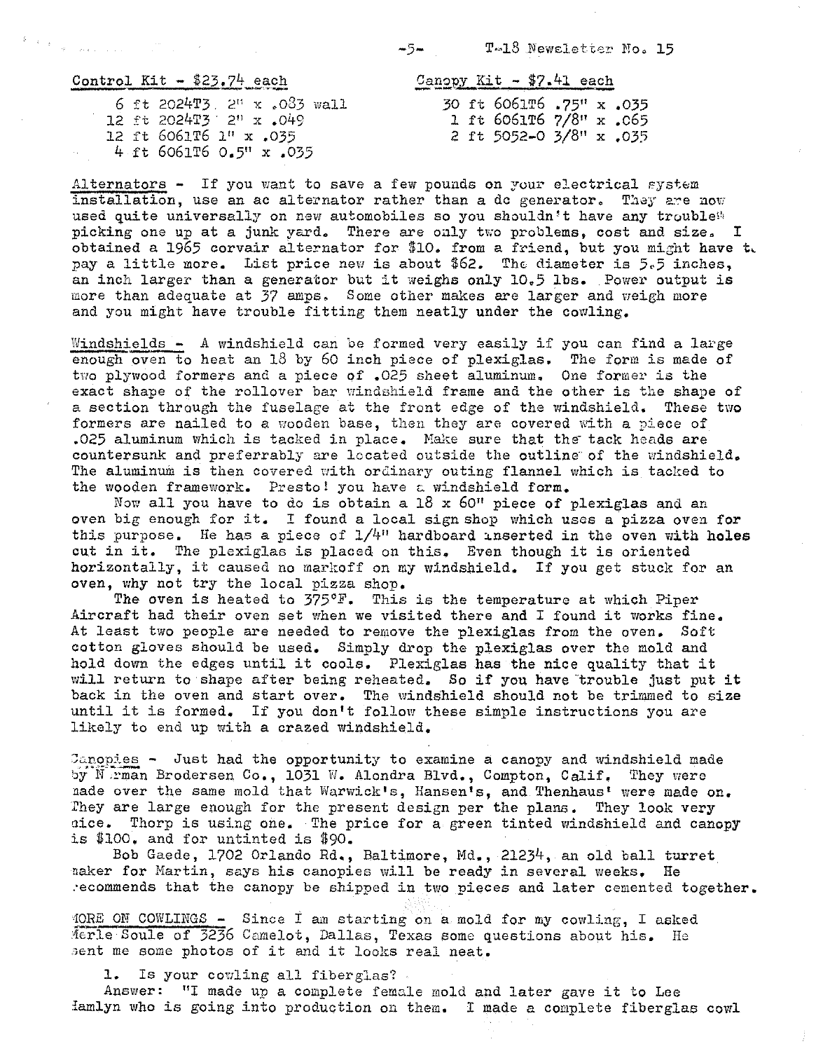Control Kit - $23.74 each

6 ft 2024T3 2" x .083 wall
12 ft 2024T3 2" x .049
12 ft 6061T6 1" x .035
4 ft 6061T6 0.5" x .035

Canopy Kit - $7.41 each

30 ft 6061T6 .75" x .035
1 ft 6061T6 7/8" x .065
2 ft 5052-0 3/8" x .035

Alternators - If you want to save a few pounds on your electrical system installation, use an ac alternator rather than a dc generator. They are now used quite universally on new automobiles so you shouldn't have any trouble picking one up at a junk yard. There are only two problems, cost and size. I obtained a 1965 corvair alternator for $10. from a friend, but you might have to pay a little more. List price new is about $62. The diameter is 5.5 inches, an inch larger than a generator but it weighs only 10.5 lbs. Power output is more than adequate at 37 amps. Some other makes are larger and weigh more and you might have trouble fitting them neatly under the cowling.

Windshields - A windshield can be formed very easily if you can find a large enough oven to heat an 18 by 60 inch piece of plexiglas. The form is made of two plywood formers and a piece of .025 sheet aluminum. One former is the exact shape of the rollover bar windshield frame and the other is the shape of a section through the fuselage at the front edge of the windshield. These two formers are nailed to a wooden base, then they are covered with a piece of .025 aluminum which is tacked in place. Make sure that the tack heads are countersunk and preferrably are located outside the outline of the windshield. The aluminum is then covered with ordinary outing flannel which is tacked to the wooden framework. Presto! you have a windshield form.

Now all you have to do is obtain a 18 x 60" piece of plexiglas and an oven big enough for it. I found a local sign shop which uses a pizza oven for this purpose. He has a piece of 1/4" hardboard inserted in the oven with holes cut in it. The plexiglas is placed on this. Even though it is oriented horizontally, it caused no markoff on my windshield. If you get stuck for an oven, why not try the local pizza shop.

The oven is heated to 375°F. This is the temperature at which Piper Aircraft had their oven set when we visited there and I found it works fine. At least two people are needed to remove the plexiglas from the oven. Soft cotton gloves should be used. Simply drop the plexiglas over the mold and hold down the edges until it cools. Plexiglas has the nice quality that it will return to shape after being reheated. So if you have trouble just put it back in the oven and start over. The windshield should not be trimmed to size until it is formed. If you don't follow these simple instructions you are likely to end up with a crazed windshield.

Canopies - Just had the opportunity to examine a canopy and windshield made by Norman Brodersen Co., 1031 W. Alondra Blvd., Compton, Calif. They were made over the same mold that Warwick's, Hansen's, and Thenhaus' were made on. They are large enough for the present design per the plans. They look very nice. Thorp is using one. The price for a green tinted windshield and canopy is $100. and for untinted is $90.

Bob Gaede, 1702 Orlando Rd., Baltimore, Md., 21234, an old ball turret maker for Martin, says his canopies will be ready in several weeks. He recommends that the canopy be shipped in two pieces and later cemented together.

MORE ON COWLINGS - Since I am starting on a mold for my cowling, I asked Merle Soule of 3236 Camelot, Dallas, Texas some questions about his. He sent me some photos of it and it looks real neat.

1. Is your cowling all fiberglas?

Answer: "I made up a complete female mold and later gave it to Lee Hamlyn who is going into production on them. I made a complete fiberglas cowl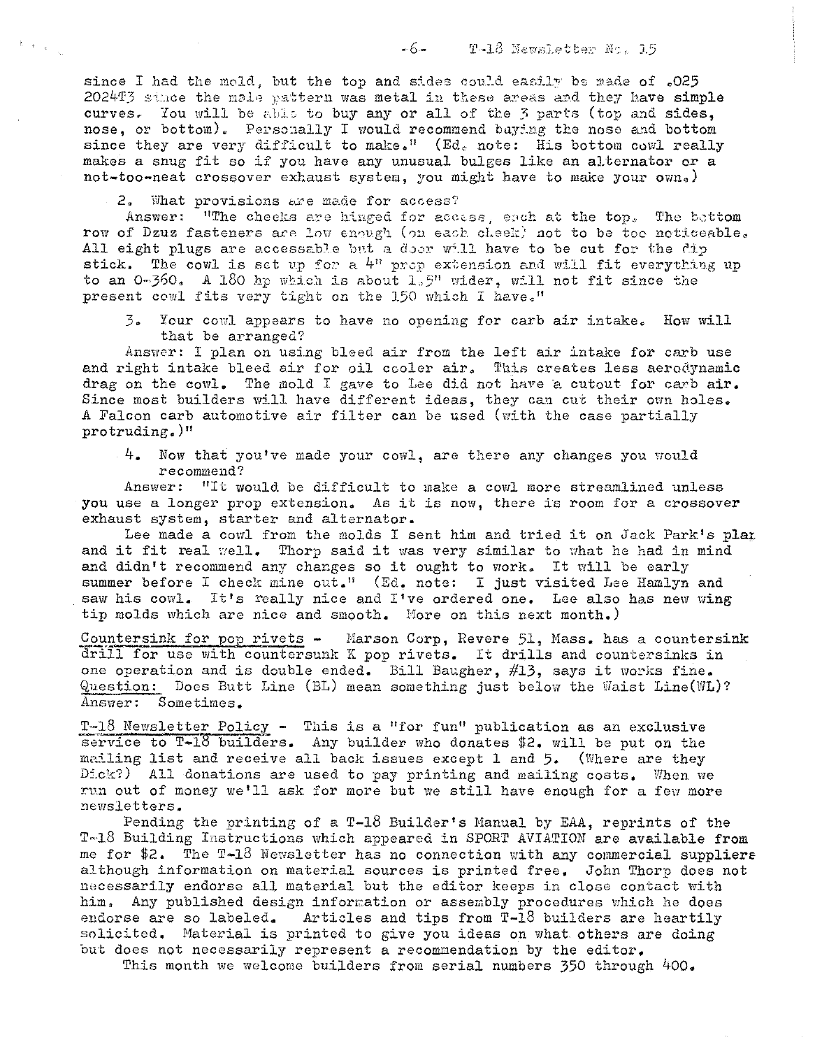since I had the mold, but the top and sides could easily be made of .025 2024T3 since the male pattern was metal in these areas and they have simple curves. You will be able to buy any or all of the 3 parts (top and sides, nose, or bottom). Personally I would recommend buying the nose and bottom since they are very difficult to make." (Ed. note: His bottom cowl really makes a snug fit so if you have any unusual bulges like an alternator or a not-too-neat crossover exhaust system, you might have to make your own.)

2. What provisions are made for access?

Answer: "The cheeks are hinged for access, each at the top. The bottom row of Dzuz fasteners are low enough (on each cheek) not to be too noticeable. All eight plugs are accessable but a door will have to be cut for the dip stick. The cowl is set up for a 4" prop extension and will fit everything up to an O-360. A 180 hp which is about 1.5" wider, will not fit since the present cowl fits very tight on the 150 which I have."

3. Your cowl appears to have no opening for carb air intake. How will that be arranged?

Answer: I plan on using bleed air from the left air intake for carb use and right intake bleed air for oil cooler air. This creates less aerodynamic drag on the cowl. The mold I gave to Lee did not have a cutout for carb air. Since most builders will have different ideas, they can cut their own holes. A Falcon carb automotive air filter can be used (with the case partially protruding.)"

4. Now that you've made your cowl, are there any changes you would recommend?

Answer: "It would be difficult to make a cowl more streamlined unless you use a longer prop extension. As it is now, there is room for a crossover exhaust system, starter and alternator.

Lee made a cowl from the molds I sent him and tried it on Jack Park's plan and it fit real well. Thorp said it was very similar to what he had in mind and didn't recommend any changes so it ought to work. It will be early summer before I check mine out." (Ed. note: I just visited Lee Hamlyn and saw his cowl. It's really nice and I've ordered one. Lee also has new wing tip molds which are nice and smooth. More on this next month.)

Countersink for pop rivets - Marson Corp, Revere 51, Mass. has a countersink drill for use with countersunk K pop rivets. It drills and countersinks in one operation and is double ended. Bill Baugher, #13, says it works fine.

Question: Does Butt Line (BL) mean something just below the Waist Line(WL)?

Answer: Sometimes.

T-18 Newsletter Policy - This is a "for fun" publication as an exclusive service to T-18 builders. Any builder who donates $2. will be put on the mailing list and receive all back issues except 1 and 5. (Where are they Dick?) All donations are used to pay printing and mailing costs. When we run out of money we'll ask for more but we still have enough for a few more newsletters.

Pending the printing of a T-18 Builder's Manual by EAA, reprints of the T-18 Building Instructions which appeared in SPORT AVIATION are available from me for $2. The T-18 Newsletter has no connection with any commercial suppliers although information on material sources is printed free. John Thorp does not necessarily endorse all material but the editor keeps in close contact with him. Any published design information or assembly procedures which he does endorse are so labeled. Articles and tips from T-18 builders are heartily solicited. Material is printed to give you ideas on what others are doing but does not necessarily represent a recommendation by the editor.

This month we welcome builders from serial numbers 350 through 400.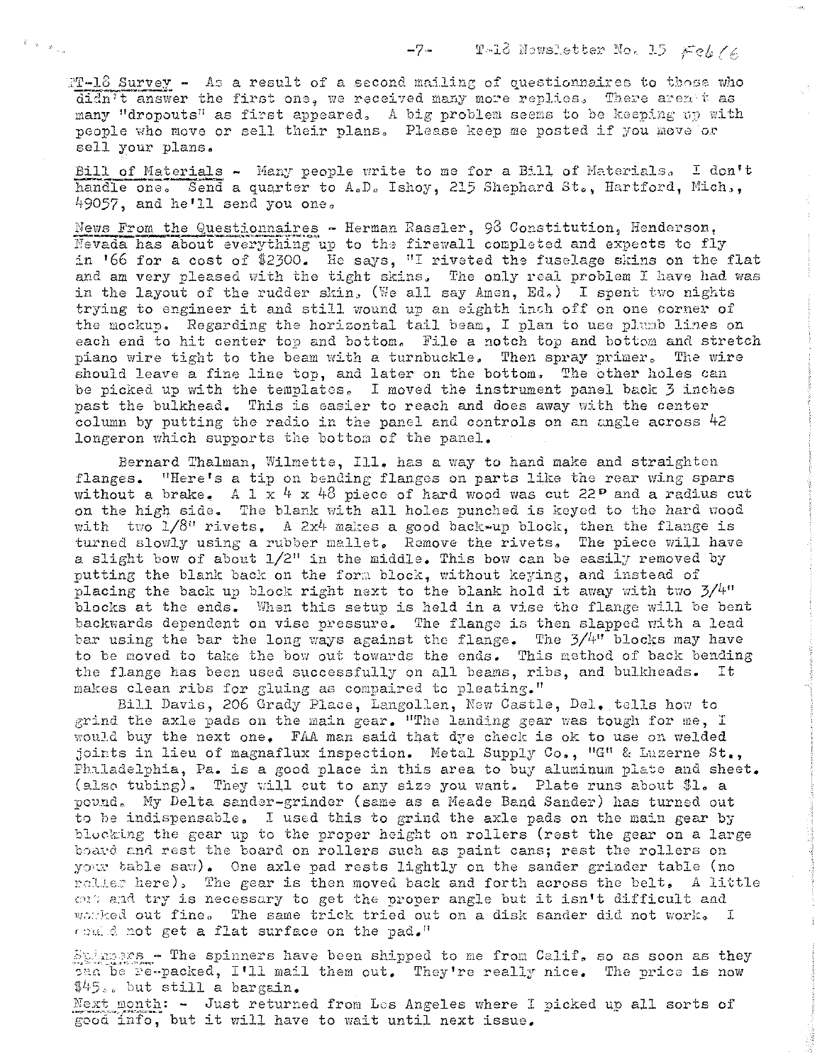T-18 Survey - As a result of a second mailing of questionnaires to those who didn't answer the first one, we received many more replies. There aren't as many "dropouts" as first appeared. A big problem seems to be keeping up with people who move or sell their plans. Please keep me posted if you move or sell your plans.

Bill of Materials - Many people write to me for a Bill of Materials. I don't handle one. Send a quarter to A.D. Ishoy, 215 Shephard St., Hartford, Mich., 49057, and he'll send you one.

News From the Questionnaires - Herman Rassler, 98 Constitution, Henderson, Nevada has about everything up to the firewall completed and expects to fly in '66 for a cost of $2300. He says, "I riveted the fuselage skins on the flat and am very pleased with the tight skins. The only real problem I have had was in the layout of the rudder skin, (We all say Amen, Ed.) I spent two nights trying to engineer it and still wound up an eighth inch off on one corner of the mockup. Regarding the horizontal tail beam, I plan to use plumb lines on each end to hit center top and bottom. File a notch top and bottom and stretch piano wire tight to the beam with a turnbuckle. Then spray primer. The wire should leave a fine line top, and later on the bottom. The other holes can be picked up with the templates. I moved the instrument panel back 3 inches past the bulkhead. This is easier to reach and does away with the center column by putting the radio in the panel and controls on an angle across 42 longeron which supports the bottom of the panel.

Bernard Thalman, Wilmette, Ill. has a way to hand make and straighten flanges. "Here's a tip on bending flanges on parts like the rear wing spars without a brake. A 1 x 4 x 48 piece of hard wood was cut 22° and a radius cut on the high side. The blank with all holes punched is keyed to the hard wood with two 1/8" rivets. A 2x4 makes a good back-up block, then the flange is turned slowly using a rubber mallet. Remove the rivets. The piece will have a slight bow of about 1/2" in the middle. This bow can be easily removed by putting the blank back on the form block, without keying, and instead of placing the back up block right next to the blank hold it away with two 3/4" blocks at the ends. When this setup is held in a vise the flange will be bent backwards dependent on vise pressure. The flange is then slapped with a lead bar using the bar the long ways against the flange. The 3/4" blocks may have to be moved to take the bow out towards the ends. This method of back bending the flange has been used successfully on all beams, ribs, and bulkheads. It makes clean ribs for gluing as compaired to pleating."

Bill Davis, 206 Grady Place, Langollen, New Castle, Del. tells how to grind the axle pads on the main gear. "The landing gear was tough for me, I would buy the next one. FAA man said that dye check is ok to use on welded joints in lieu of magnaflux inspection. Metal Supply Co., "G" & Luzerne St., Philadelphia, Pa. is a good place in this area to buy aluminum plate and sheet. (also tubing). They will cut to any size you want. Plate runs about $1. a pound. My Delta sander-grinder (same as a Meade Band Sander) has turned out to be indispensable. I used this to grind the axle pads on the main gear by blocking the gear up to the proper height on rollers (rest the gear on a large board and rest the board on rollers such as paint cans; rest the rollers on your table saw). One axle pad rests lightly on the sander grinder table (no roller here). The gear is then moved back and forth across the belt. A little cut and try is necessary to get the proper angle but it isn't difficult and worked out fine. The same trick tried out on a disk sander did not work. I could not get a flat surface on the pad."

Spinners - The spinners have been shipped to me from Calif. so as soon as they can be re-packed, I'll mail them out. They're really nice. The price is now $45., but still a bargain.

Next month: - Just returned from Los Angeles where I picked up all sorts of good info, but it will have to wait until next issue.